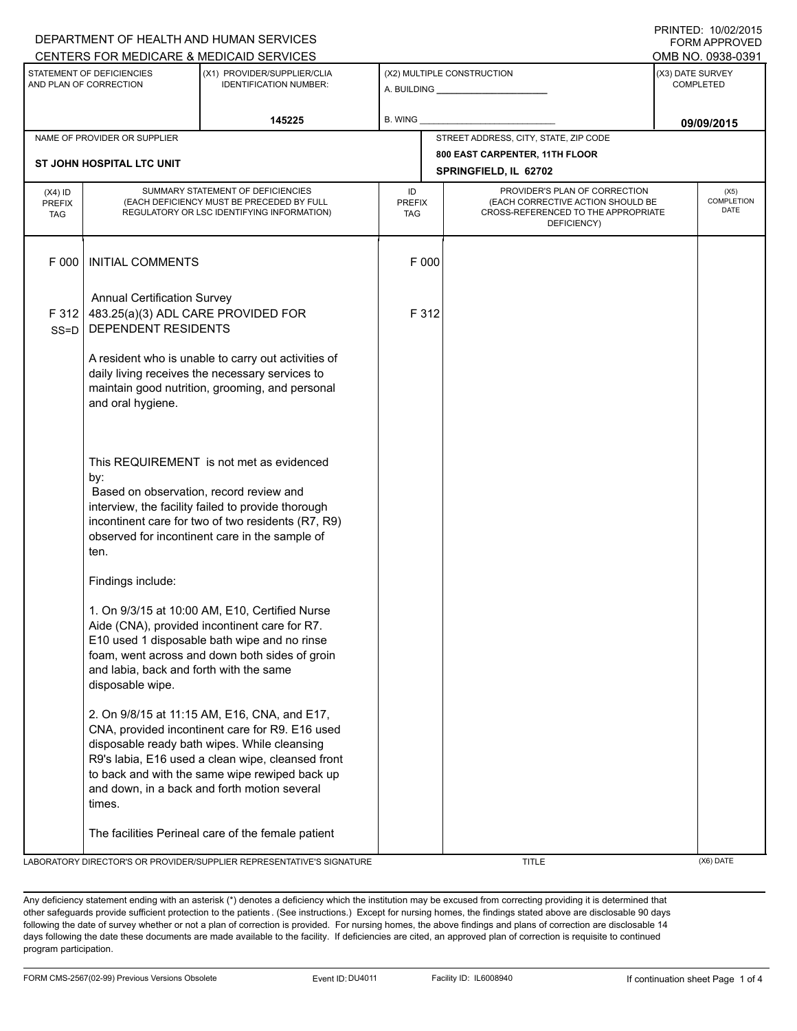DEPARTMENT OF HEALTH AND HUMAN SERVICES
CENTERS FOR MEDICARE & MEDICAID SERVICES

PRINTED: 10/02/2015
FORM APPROVED
OMB NO. 0938-0391

| STATEMENT OF DEFICIENCIES AND PLAN OF CORRECTION | (X1) PROVIDER/SUPPLIER/CLIA IDENTIFICATION NUMBER: | (X2) MULTIPLE CONSTRUCTION | (X3) DATE SURVEY COMPLETED |
|---|---|---|---|
| | 145225 | A. BUILDING ______ B. WING ______ | 09/09/2015 |

| NAME OF PROVIDER OR SUPPLIER | STREET ADDRESS, CITY, STATE, ZIP CODE |
|---|---|
| ST JOHN HOSPITAL LTC UNIT | 800 EAST CARPENTER, 11TH FLOOR SPRINGFIELD, IL 62702 |

| (X4) ID PREFIX TAG | SUMMARY STATEMENT OF DEFICIENCIES (EACH DEFICIENCY MUST BE PRECEDED BY FULL REGULATORY OR LSC IDENTIFYING INFORMATION) | ID PREFIX TAG | PROVIDER'S PLAN OF CORRECTION (EACH CORRECTIVE ACTION SHOULD BE CROSS-REFERENCED TO THE APPROPRIATE DEFICIENCY) | (X5) COMPLETION DATE |
|---|---|---|---|---|
| F 000 | INITIAL COMMENTS<br><br>Annual Certification Survey | F 000 | | |
| F 312 SS=D | 483.25(a)(3) ADL CARE PROVIDED FOR DEPENDENT RESIDENTS<br><br>A resident who is unable to carry out activities of daily living receives the necessary services to maintain good nutrition, grooming, and personal and oral hygiene.<br><br>This REQUIREMENT is not met as evidenced by:<br>Based on observation, record review and interview, the facility failed to provide thorough incontinent care for two of two residents (R7, R9) observed for incontinent care in the sample of ten.<br><br>Findings include:<br><br>1. On 9/3/15 at 10:00 AM, E10, Certified Nurse Aide (CNA), provided incontinent care for R7. E10 used 1 disposable bath wipe and no rinse foam, went across and down both sides of groin and labia, back and forth with the same disposable wipe.<br><br>2. On 9/8/15 at 11:15 AM, E16, CNA, and E17, CNA, provided incontinent care for R9. E16 used disposable ready bath wipes. While cleansing R9's labia, E16 used a clean wipe, cleansed front to back and with the same wipe rewiped back up and down, in a back and forth motion several times.<br><br>The facilities Perineal care of the female patient | F 312 | | |

LABORATORY DIRECTOR'S OR PROVIDER/SUPPLIER REPRESENTATIVE'S SIGNATURE | TITLE | (X6) DATE

Any deficiency statement ending with an asterisk (*) denotes a deficiency which the institution may be excused from correcting providing it is determined that other safeguards provide sufficient protection to the patients. (See instructions.) Except for nursing homes, the findings stated above are disclosable 90 days following the date of survey whether or not a plan of correction is provided. For nursing homes, the above findings and plans of correction are disclosable 14 days following the date these documents are made available to the facility. If deficiencies are cited, an approved plan of correction is requisite to continued program participation.

FORM CMS-2567(02-99) Previous Versions Obsolete | Event ID: DU4011 | Facility ID: IL6008940 | If continuation sheet Page 1 of 4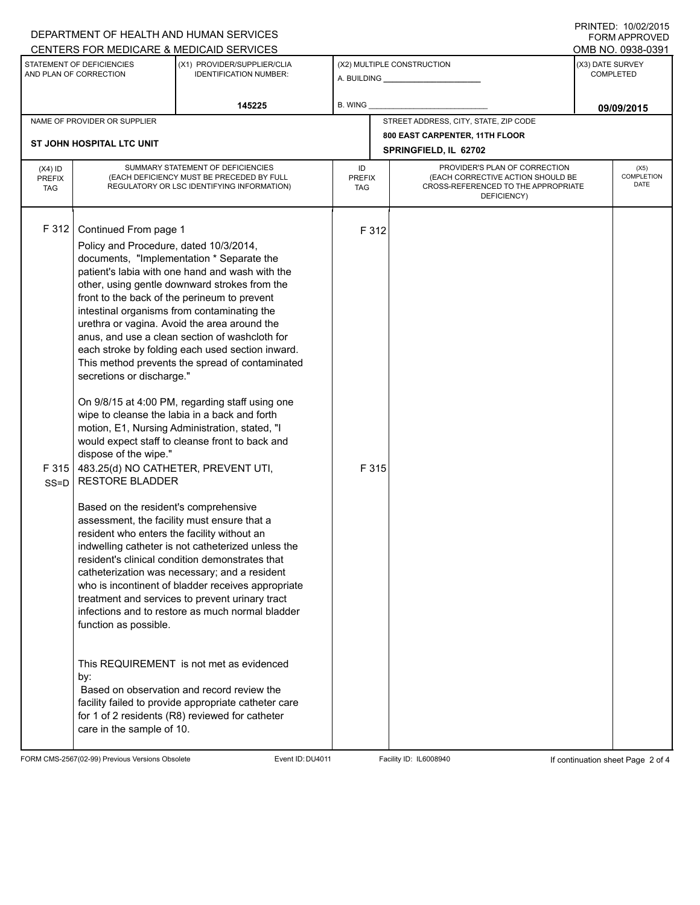DEPARTMENT OF HEALTH AND HUMAN SERVICES
CENTERS FOR MEDICARE & MEDICAID SERVICES

PRINTED: 10/02/2015
FORM APPROVED
OMB NO. 0938-0391

| STATEMENT OF DEFICIENCIES AND PLAN OF CORRECTION | (X1) PROVIDER/SUPPLIER/CLIA IDENTIFICATION NUMBER: | (X2) MULTIPLE CONSTRUCTION | (X3) DATE SURVEY COMPLETED |
|---|---|---|---|
| | 145225 | A. BUILDING ______ B. WING ______ | 09/09/2015 |

| NAME OF PROVIDER OR SUPPLIER | STREET ADDRESS, CITY, STATE, ZIP CODE |
|---|---|
| ST JOHN HOSPITAL LTC UNIT | 800 EAST CARPENTER, 11TH FLOOR SPRINGFIELD, IL 62702 |

| (X4) ID PREFIX TAG | SUMMARY STATEMENT OF DEFICIENCIES (EACH DEFICIENCY MUST BE PRECEDED BY FULL REGULATORY OR LSC IDENTIFYING INFORMATION) | ID PREFIX TAG | PROVIDER'S PLAN OF CORRECTION (EACH CORRECTIVE ACTION SHOULD BE CROSS-REFERENCED TO THE APPROPRIATE DEFICIENCY) | (X5) COMPLETION DATE |
|---|---|---|---|---|
| F 312 | Continued From page 1<br>Policy and Procedure, dated 10/3/2014, documents, "Implementation * Separate the patient's labia with one hand and wash with the other, using gentle downward strokes from the front to the back of the perineum to prevent intestinal organisms from contaminating the urethra or vagina. Avoid the area around the anus, and use a clean section of washcloth for each stroke by folding each used section inward. This method prevents the spread of contaminated secretions or discharge."<br><br>On 9/8/15 at 4:00 PM, regarding staff using one wipe to cleanse the labia in a back and forth motion, E1, Nursing Administration, stated, "I would expect staff to cleanse front to back and dispose of the wipe." | F 312 | | |
| F 315 SS=D | 483.25(d) NO CATHETER, PREVENT UTI, RESTORE BLADDER<br><br>Based on the resident's comprehensive assessment, the facility must ensure that a resident who enters the facility without an indwelling catheter is not catheterized unless the resident's clinical condition demonstrates that catheterization was necessary; and a resident who is incontinent of bladder receives appropriate treatment and services to prevent urinary tract infections and to restore as much normal bladder function as possible.<br><br>This REQUIREMENT is not met as evidenced by:<br>Based on observation and record review the facility failed to provide appropriate catheter care for 1 of 2 residents (R8) reviewed for catheter care in the sample of 10. | F 315 | | |

FORM CMS-2567(02-99) Previous Versions Obsolete — Event ID: DU4011 — Facility ID: IL6008940 — If continuation sheet Page 2 of 4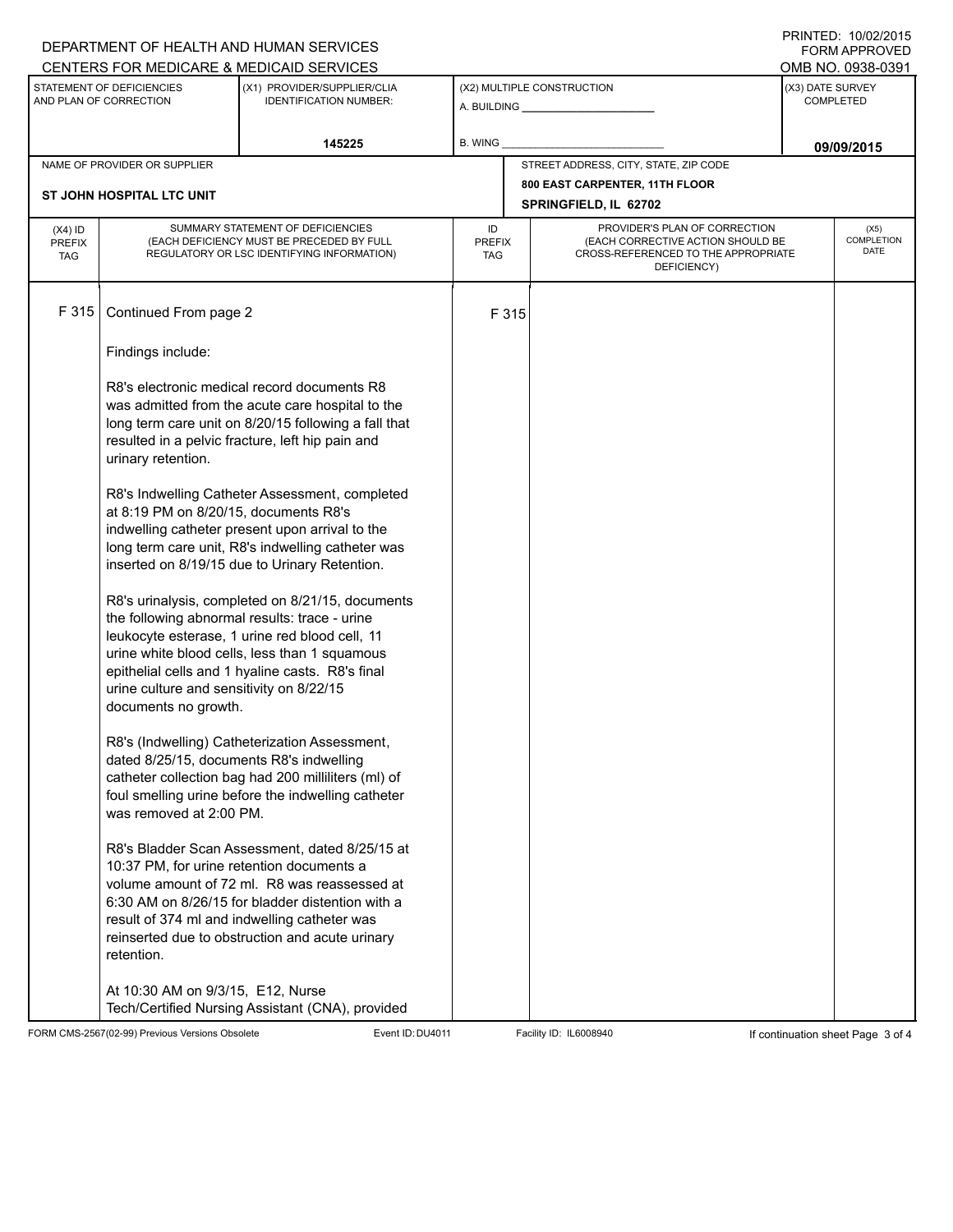DEPARTMENT OF HEALTH AND HUMAN SERVICES
CENTERS FOR MEDICARE & MEDICAID SERVICES

PRINTED: 10/02/2015
FORM APPROVED
OMB NO. 0938-0391

| STATEMENT OF DEFICIENCIES AND PLAN OF CORRECTION | (X1) PROVIDER/SUPPLIER/CLIA IDENTIFICATION NUMBER: | (X2) MULTIPLE CONSTRUCTION | (X3) DATE SURVEY COMPLETED |
|---|---|---|---|
| | 145225 | A. BUILDING ______ B. WING ______ | 09/09/2015 |

| NAME OF PROVIDER OR SUPPLIER | STREET ADDRESS, CITY, STATE, ZIP CODE |
|---|---|
| ST JOHN HOSPITAL LTC UNIT | 800 EAST CARPENTER, 11TH FLOOR SPRINGFIELD, IL 62702 |

| (X4) ID PREFIX TAG | SUMMARY STATEMENT OF DEFICIENCIES (EACH DEFICIENCY MUST BE PRECEDED BY FULL REGULATORY OR LSC IDENTIFYING INFORMATION) | ID PREFIX TAG | PROVIDER'S PLAN OF CORRECTION (EACH CORRECTIVE ACTION SHOULD BE CROSS-REFERENCED TO THE APPROPRIATE DEFICIENCY) | (X5) COMPLETION DATE |
|---|---|---|---|---|
| F 315 | Continued From page 2 | F 315 | | |

Findings include:

R8's electronic medical record documents R8 was admitted from the acute care hospital to the long term care unit on 8/20/15 following a fall that resulted in a pelvic fracture, left hip pain and urinary retention.

R8's Indwelling Catheter Assessment, completed at 8:19 PM on 8/20/15, documents R8's indwelling catheter present upon arrival to the long term care unit, R8's indwelling catheter was inserted on 8/19/15 due to Urinary Retention.

R8's urinalysis, completed on 8/21/15, documents the following abnormal results: trace - urine leukocyte esterase, 1 urine red blood cell, 11 urine white blood cells, less than 1 squamous epithelial cells and 1 hyaline casts. R8's final urine culture and sensitivity on 8/22/15 documents no growth.

R8's (Indwelling) Catheterization Assessment, dated 8/25/15, documents R8's indwelling catheter collection bag had 200 milliliters (ml) of foul smelling urine before the indwelling catheter was removed at 2:00 PM.

R8's Bladder Scan Assessment, dated 8/25/15 at 10:37 PM, for urine retention documents a volume amount of 72 ml. R8 was reassessed at 6:30 AM on 8/26/15 for bladder distention with a result of 374 ml and indwelling catheter was reinserted due to obstruction and acute urinary retention.

At 10:30 AM on 9/3/15, E12, Nurse Tech/Certified Nursing Assistant (CNA), provided

FORM CMS-2567(02-99) Previous Versions Obsolete Event ID: DU4011 Facility ID: IL6008940 If continuation sheet Page 3 of 4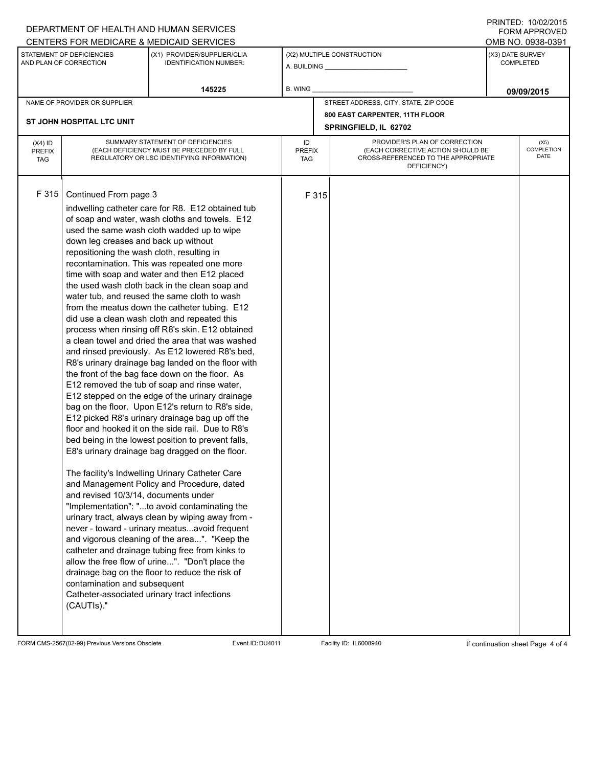DEPARTMENT OF HEALTH AND HUMAN SERVICES
CENTERS FOR MEDICARE & MEDICAID SERVICES

PRINTED: 10/02/2015
FORM APPROVED
OMB NO. 0938-0391

| STATEMENT OF DEFICIENCIES AND PLAN OF CORRECTION | (X1) PROVIDER/SUPPLIER/CLIA IDENTIFICATION NUMBER: | (X2) MULTIPLE CONSTRUCTION | (X3) DATE SURVEY COMPLETED |
|---|---|---|---|
| | 145225 | A. BUILDING ______ B. WING ______ | 09/09/2015 |

| NAME OF PROVIDER OR SUPPLIER | STREET ADDRESS, CITY, STATE, ZIP CODE |
|---|---|
| ST JOHN HOSPITAL LTC UNIT | 800 EAST CARPENTER, 11TH FLOOR SPRINGFIELD, IL 62702 |

| (X4) ID PREFIX TAG | SUMMARY STATEMENT OF DEFICIENCIES (EACH DEFICIENCY MUST BE PRECEDED BY FULL REGULATORY OR LSC IDENTIFYING INFORMATION) | ID PREFIX TAG | PROVIDER'S PLAN OF CORRECTION (EACH CORRECTIVE ACTION SHOULD BE CROSS-REFERENCED TO THE APPROPRIATE DEFICIENCY) | (X5) COMPLETION DATE |
|---|---|---|---|---|
| F 315 | Continued From page 3 indwelling catheter care for R8. E12 obtained tub of soap and water, wash cloths and towels. E12 used the same wash cloth wadded up to wipe down leg creases and back up without repositioning the wash cloth, resulting in recontamination. This was repeated one more time with soap and water and then E12 placed the used wash cloth back in the clean soap and water tub, and reused the same cloth to wash from the meatus down the catheter tubing. E12 did use a clean wash cloth and repeated this process when rinsing off R8's skin. E12 obtained a clean towel and dried the area that was washed and rinsed previously. As E12 lowered R8's bed, R8's urinary drainage bag landed on the floor with the front of the bag face down on the floor. As E12 removed the tub of soap and rinse water, E12 stepped on the edge of the urinary drainage bag on the floor. Upon E12's return to R8's side, E12 picked R8's urinary drainage bag up off the floor and hooked it on the side rail. Due to R8's bed being in the lowest position to prevent falls, E8's urinary drainage bag dragged on the floor.<br><br>The facility's Indwelling Urinary Catheter Care and Management Policy and Procedure, dated and revised 10/3/14, documents under "Implementation": "...to avoid contaminating the urinary tract, always clean by wiping away from - never - toward - urinary meatus...avoid frequent and vigorous cleaning of the area...". "Keep the catheter and drainage tubing free from kinks to allow the free flow of urine...". "Don't place the drainage bag on the floor to reduce the risk of contamination and subsequent Catheter-associated urinary tract infections (CAUTIs)." | F 315 | | |

FORM CMS-2567(02-99) Previous Versions Obsolete Event ID: DU4011 Facility ID: IL6008940 If continuation sheet Page 4 of 4